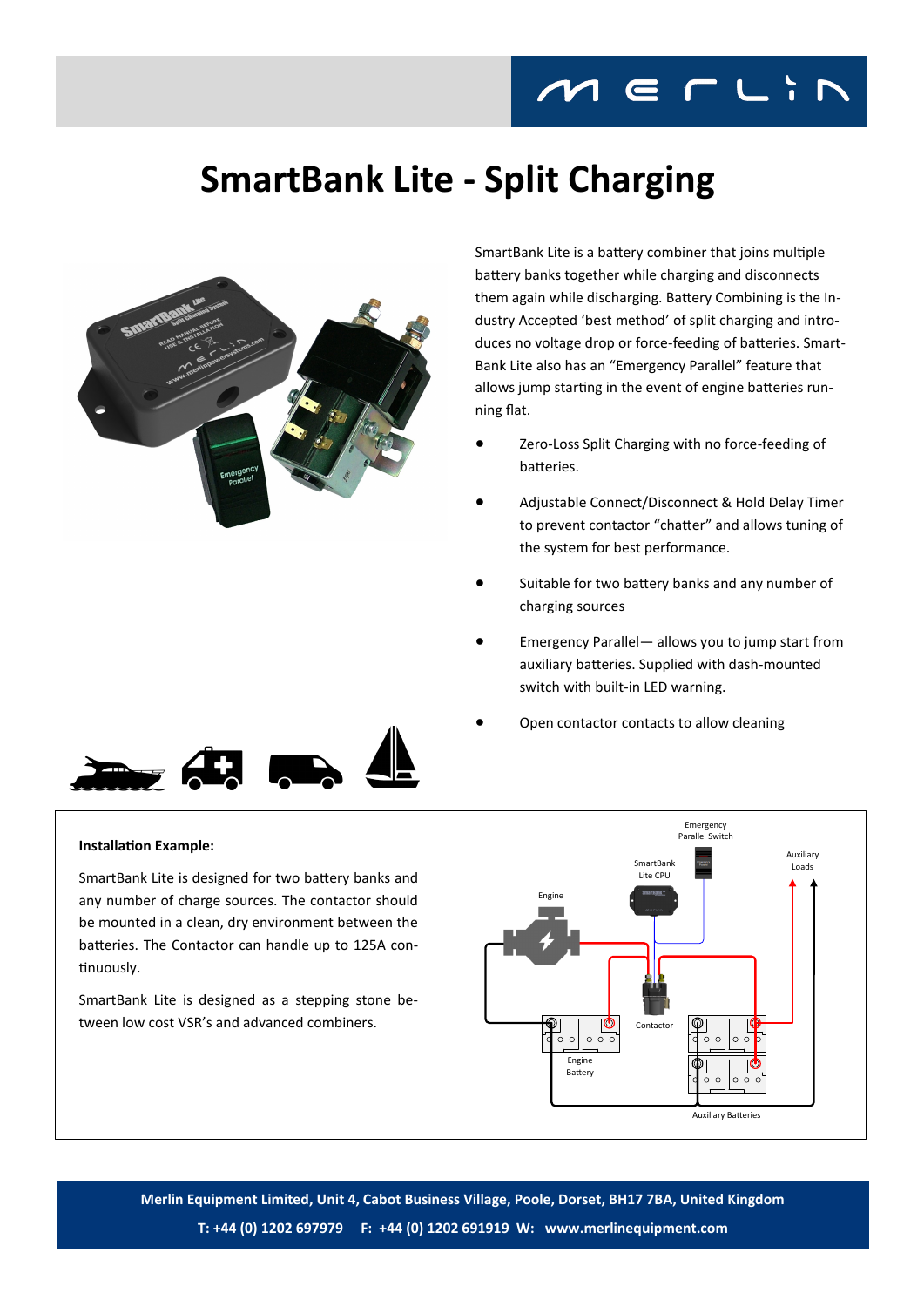# SmartBank Lite - Split Charging

SmartBank Lite is a battery combiner that joins multiple battery banks together while charging and disconnects them again while discharging. Battery Combining is the Industry Accepted 'best method' of split charging and introduces no voltage drop or force-feeding of batteries. SmartBank Lite also has an "Emergency Parallel" feature that allows jump starting in the event of engine batteries running flat.

- Zero-Loss Split Charging with no force-feeding of batteries.
- Adjustable Connect/Disconnect & Hold Delay Timer to prevent contactor "chatter" and allows tuning of the system for best performance.
- Suitable for two battery banks and any number of charging sources
- Emergency Parallel— allows you to jump start from auxiliary batteries. Supplied with dash-mounted switch with built-in LED warning.
- Open contactor contacts to allow cleaning

**Installation Example:**

SmartBank Lite is designed for two battery banks and any number of charge sources. The contactor should be mounted in a clean, dry environment between the batteries. The Contactor can handle up to 125A continuously.

SmartBank Lite is designed as a stepping stone between low cost VSR's and advanced combiners.

Emergency Parallel Switch

SmartBank Lite CPU

Auxiliary Loads

Engine

Contactor

Engine Battery

Auxiliary Batteries

**Merlin Equipment Limited, Unit 4, Cabot Business Village, Poole, Dorset, BH17 7BA, United Kingdom**

**T: +44 (0) 1202 697979 F: +44 (0) 1202 691919 W: www.merlinequipment.com**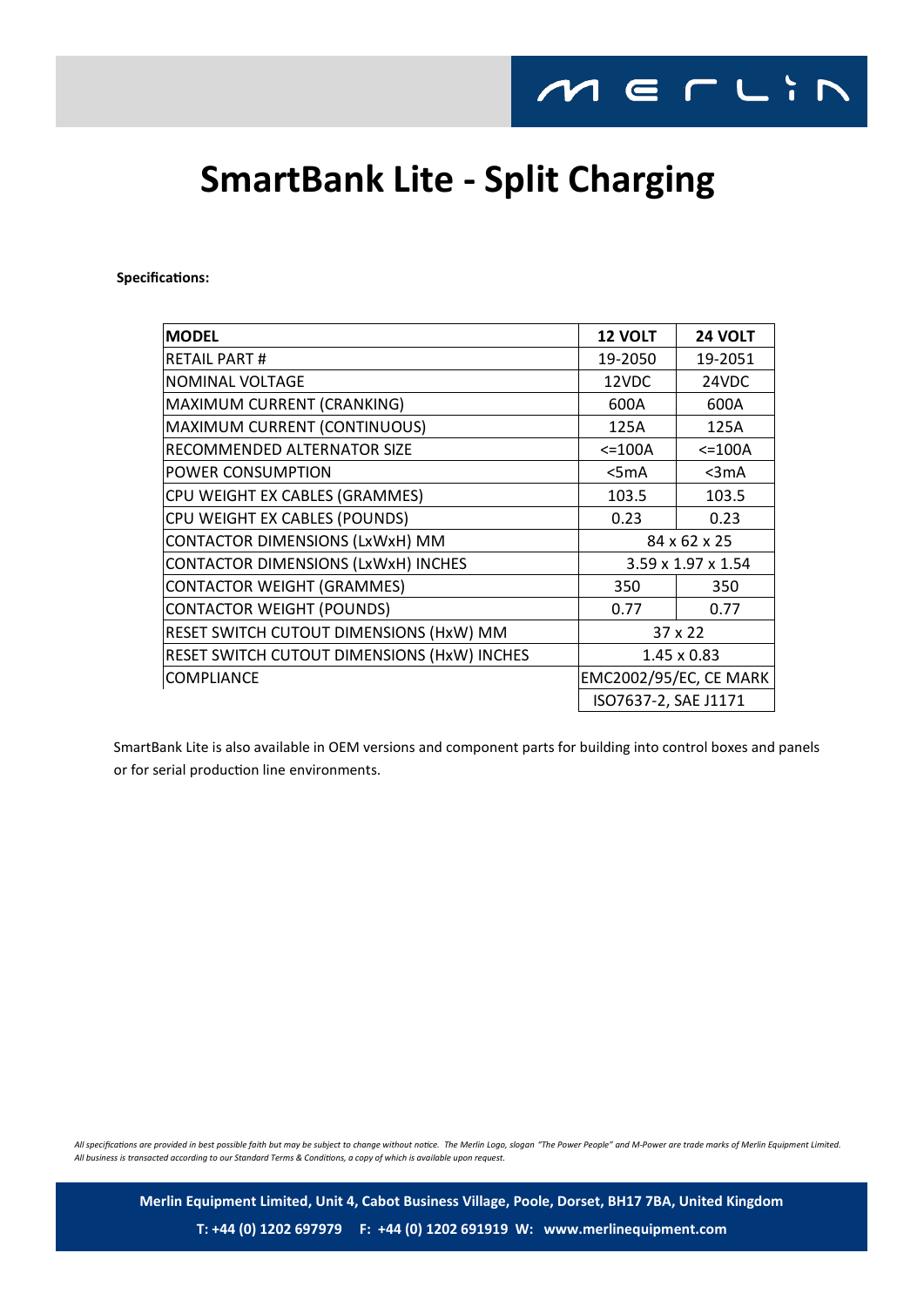# SmartBank Lite - Split Charging

**Specifications:**

| MODEL | 12 VOLT | 24 VOLT |
|---|---|---|
| RETAIL PART # | 19-2050 | 19-2051 |
| NOMINAL VOLTAGE | 12VDC | 24VDC |
| MAXIMUM CURRENT (CRANKING) | 600A | 600A |
| MAXIMUM CURRENT (CONTINUOUS) | 125A | 125A |
| RECOMMENDED ALTERNATOR SIZE | <=100A | <=100A |
| POWER CONSUMPTION | <5mA | <3mA |
| CPU WEIGHT EX CABLES (GRAMMES) | 103.5 | 103.5 |
| CPU WEIGHT EX CABLES (POUNDS) | 0.23 | 0.23 |
| CONTACTOR DIMENSIONS (LxWxH) MM | 84 x 62 x 25 | |
| CONTACTOR DIMENSIONS (LxWxH) INCHES | 3.59 x 1.97 x 1.54 | |
| CONTACTOR WEIGHT (GRAMMES) | 350 | 350 |
| CONTACTOR WEIGHT (POUNDS) | 0.77 | 0.77 |
| RESET SWITCH CUTOUT DIMENSIONS (HxW) MM | 37 x 22 | |
| RESET SWITCH CUTOUT DIMENSIONS (HxW) INCHES | 1.45 x 0.83 | |
| COMPLIANCE | EMC2002/95/EC, CE MARK | |
| | ISO7637-2, SAE J1171 | |

SmartBank Lite is also available in OEM versions and component parts for building into control boxes and panels or for serial production line environments.

*All specifications are provided in best possible faith but may be subject to change without notice. The Merlin Logo, slogan "The Power People" and M-Power are trade marks of Merlin Equipment Limited. All business is transacted according to our Standard Terms & Conditions, a copy of which is available upon request.*

**Merlin Equipment Limited, Unit 4, Cabot Business Village, Poole, Dorset, BH17 7BA, United Kingdom**

**T: +44 (0) 1202 697979 F: +44 (0) 1202 691919 W: www.merlinequipment.com**